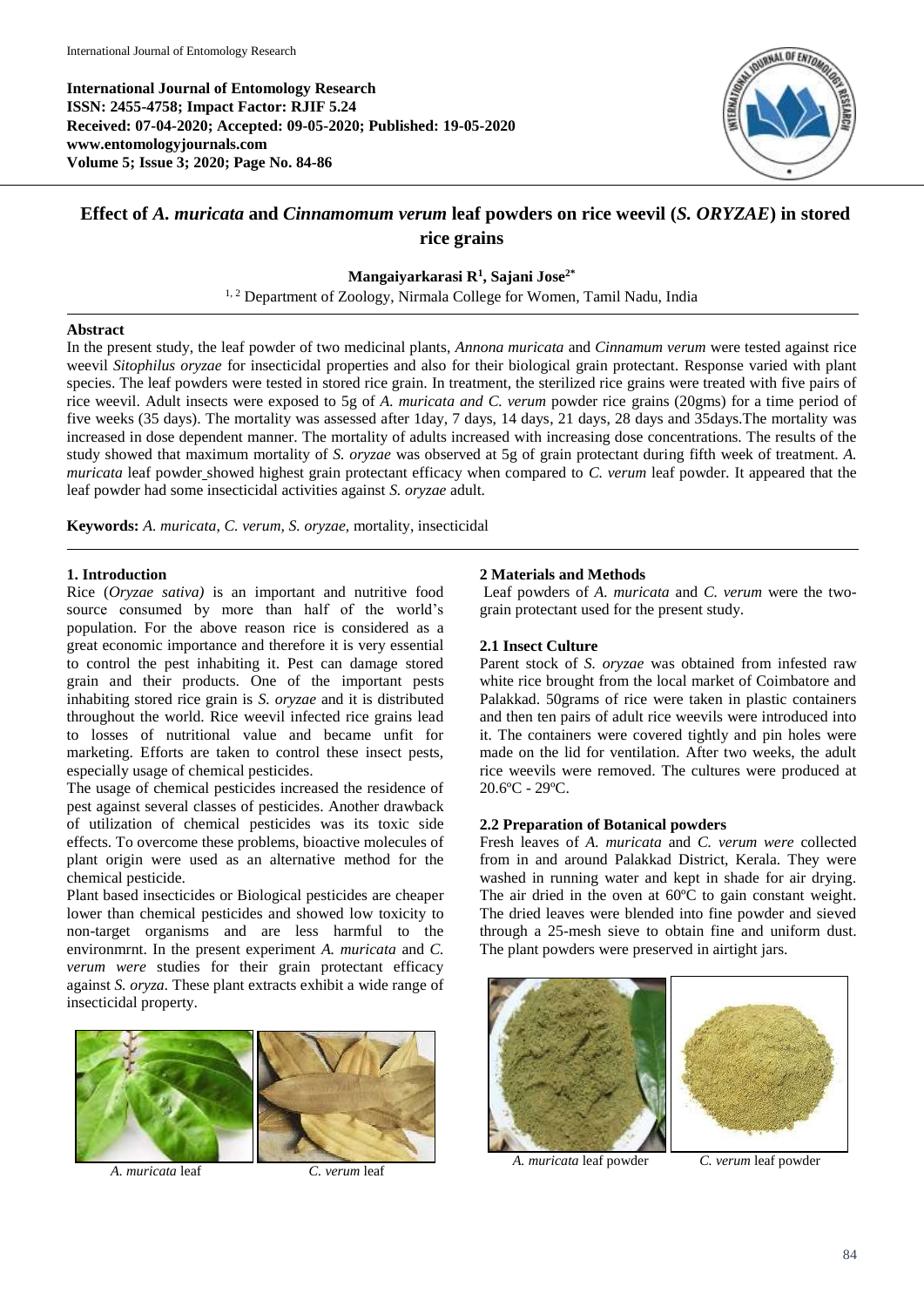# Effect of *A. muricata* and *Cinnamomum verum* leaf powders on rice weevil (*S. ORYZAE*) in stored rice grains

**Mangaiyarkarasi R[1], Sajani Jose[2*]**

[1, 2] Department of Zoology, Nirmala College for Women, Tamil Nadu, India

## Abstract

In the present study, the leaf powder of two medicinal plants, *Annona muricata* and *Cinnamum verum* were tested against rice weevil *Sitophilus oryzae* for insecticidal properties and also for their biological grain protectant. Response varied with plant species. The leaf powders were tested in stored rice grain. In treatment, the sterilized rice grains were treated with five pairs of rice weevil. Adult insects were exposed to 5g of *A. muricata and C. verum* powder rice grains (20gms) for a time period of five weeks (35 days). The mortality was assessed after 1day, 7 days, 14 days, 21 days, 28 days and 35days.The mortality was increased in dose dependent manner. The mortality of adults increased with increasing dose concentrations. The results of the study showed that maximum mortality of *S. oryzae* was observed at 5g of grain protectant during fifth week of treatment. *A. muricata* leaf powder showed highest grain protectant efficacy when compared to *C. verum* leaf powder. It appeared that the leaf powder had some insecticidal activities against *S. oryzae* adult.

**Keywords:** *A. muricata*, *C. verum*, *S. oryzae*, mortality, insecticidal

## 1. Introduction

Rice (*Oryzae sativa)* is an important and nutritive food source consumed by more than half of the world's population. For the above reason rice is considered as a great economic importance and therefore it is very essential to control the pest inhabiting it. Pest can damage stored grain and their products. One of the important pests inhabiting stored rice grain is *S. oryzae* and it is distributed throughout the world. Rice weevil infected rice grains lead to losses of nutritional value and became unfit for marketing. Efforts are taken to control these insect pests, especially usage of chemical pesticides.

The usage of chemical pesticides increased the residence of pest against several classes of pesticides. Another drawback of utilization of chemical pesticides was its toxic side effects. To overcome these problems, bioactive molecules of plant origin were used as an alternative method for the chemical pesticide.

Plant based insecticides or Biological pesticides are cheaper lower than chemical pesticides and showed low toxicity to non-target organisms and are less harmful to the environmrnt. In the present experiment *A. muricata* and *C. verum were* studies for their grain protectant efficacy against *S. oryza*. These plant extracts exhibit a wide range of insecticidal property.

*A. muricata* leaf *C. verum* leaf

## 2 Materials and Methods

Leaf powders of *A. muricata* and *C. verum* were the two-grain protectant used for the present study.

### 2.1 Insect Culture

Parent stock of *S. oryzae* was obtained from infested raw white rice brought from the local market of Coimbatore and Palakkad. 50grams of rice were taken in plastic containers and then ten pairs of adult rice weevils were introduced into it. The containers were covered tightly and pin holes were made on the lid for ventilation. After two weeks, the adult rice weevils were removed. The cultures were produced at 20.6ºC - 29ºC.

### 2.2 Preparation of Botanical powders

Fresh leaves of *A. muricata* and *C. verum were* collected from in and around Palakkad District, Kerala. They were washed in running water and kept in shade for air drying. The air dried in the oven at 60ºC to gain constant weight. The dried leaves were blended into fine powder and sieved through a 25-mesh sieve to obtain fine and uniform dust. The plant powders were preserved in airtight jars.

*A. muricata* leaf powder *C. verum* leaf powder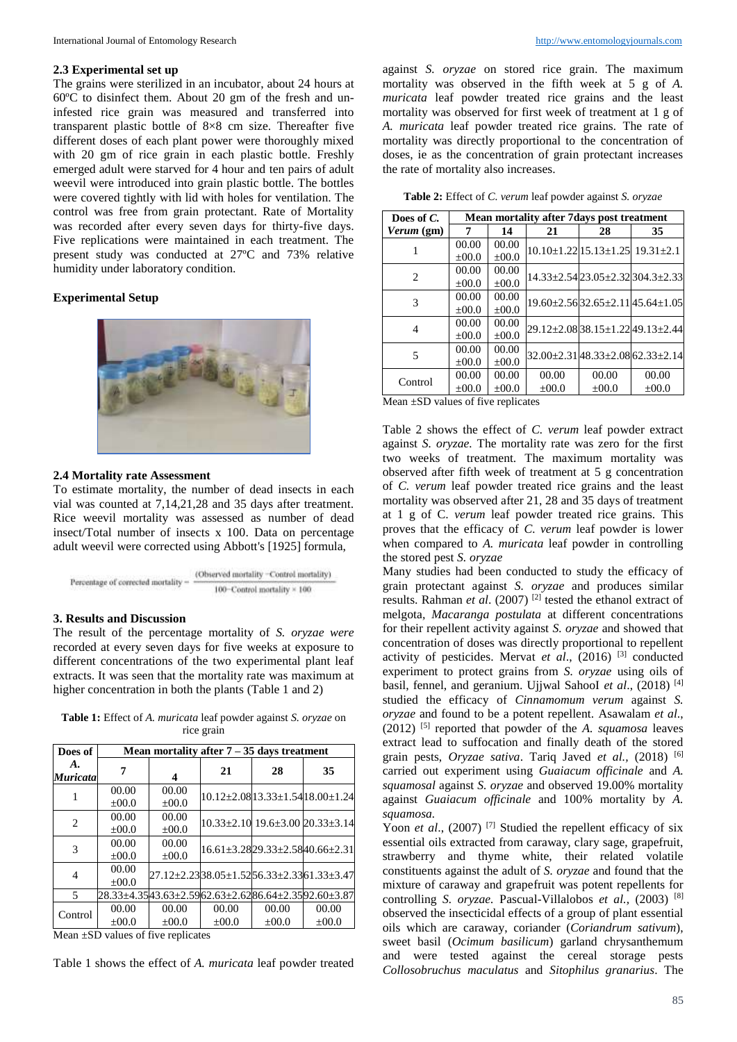### 2.3 Experimental set up

The grains were sterilized in an incubator, about 24 hours at 60ºC to disinfect them. About 20 gm of the fresh and un-infested rice grain was measured and transferred into transparent plastic bottle of 8×8 cm size. Thereafter five different doses of each plant power were thoroughly mixed with 20 gm of rice grain in each plastic bottle. Freshly emerged adult were starved for 4 hour and ten pairs of adult weevil were introduced into grain plastic bottle. The bottles were covered tightly with lid with holes for ventilation. The control was free from grain protectant. Rate of Mortality was recorded after every seven days for thirty-five days. Five replications were maintained in each treatment. The present study was conducted at 27ºC and 73% relative humidity under laboratory condition.

**Experimental Setup**

### 2.4 Mortality rate Assessment

To estimate mortality, the number of dead insects in each vial was counted at 7,14,21,28 and 35 days after treatment. Rice weevil mortality was assessed as number of dead insect/Total number of insects x 100. Data on percentage adult weevil were corrected using Abbott's [1925] formula,

$$\text{Percentage of corrected mortality} = \frac{\text{(Observed mortality} - \text{Control mortality)}}{100 - \text{Control mortality} \times 100}$$

### 3. Results and Discussion

The result of the percentage mortality of *S. oryzae were* recorded at every seven days for five weeks at exposure to different concentrations of the two experimental plant leaf extracts. It was seen that the mortality rate was maximum at higher concentration in both the plants (Table 1 and 2)

**Table 1:** Effect of *A. muricata* leaf powder against *S. oryzae* on rice grain

| Does of *A. Muricata* | Mean mortality after 7 – 35 days treatment | | | | |
|---|---|---|---|---|---|
| | 7 | 4 | 21 | 28 | 35 |
| 1 | 00.00 ±00.0 | 00.00 ±00.0 | 10.12±2.08 | 13.33±1.54 | 18.00±1.24 |
| 2 | 00.00 ±00.0 | 00.00 ±00.0 | 10.33±2.10 | 19.6±3.00 | 20.33±3.14 |
| 3 | 00.00 ±00.0 | 00.00 ±00.0 | 16.61±3.28 | 29.33±2.58 | 40.66±2.31 |
| 4 | 00.00 ±00.0 | 27.12±2.23 | 38.05±1.52 | 56.33±2.33 | 61.33±3.47 |
| 5 | 28.33±4.35 | 43.63±2.59 | 62.63±2.62 | 86.64±2.35 | 92.60±3.87 |
| Control | 00.00 ±00.0 | 00.00 ±00.0 | 00.00 ±00.0 | 00.00 ±00.0 | 00.00 ±00.0 |

Mean ±SD values of five replicates

Table 1 shows the effect of *A. muricata* leaf powder treated against *S. oryzae* on stored rice grain. The maximum mortality was observed in the fifth week at 5 g of *A. muricata* leaf powder treated rice grains and the least mortality was observed for first week of treatment at 1 g of *A. muricata* leaf powder treated rice grains. The rate of mortality was directly proportional to the concentration of doses, ie as the concentration of grain protectant increases the rate of mortality also increases.

**Table 2:** Effect of *C. verum* leaf powder against *S. oryzae*

| Does of *C. Verum* (gm) | Mean mortality after 7days post treatment | | | | |
|---|---|---|---|---|---|
| | 7 | 14 | 21 | 28 | 35 |
| 1 | 00.00 ±00.0 | 00.00 ±00.0 | 10.10±1.22 | 15.13±1.25 | 19.31±2.1 |
| 2 | 00.00 ±00.0 | 00.00 ±00.0 | 14.33±2.54 | 23.05±2.32 | 304.3±2.33 |
| 3 | 00.00 ±00.0 | 00.00 ±00.0 | 19.60±2.56 | 32.65±2.11 | 45.64±1.05 |
| 4 | 00.00 ±00.0 | 00.00 ±00.0 | 29.12±2.08 | 38.15±1.22 | 49.13±2.44 |
| 5 | 00.00 ±00.0 | 00.00 ±00.0 | 32.00±2.31 | 48.33±2.08 | 62.33±2.14 |
| Control | 00.00 ±00.0 | 00.00 ±00.0 | 00.00 ±00.0 | 00.00 ±00.0 | 00.00 ±00.0 |

Mean ±SD values of five replicates

Table 2 shows the effect of *C. verum* leaf powder extract against *S. oryzae.* The mortality rate was zero for the first two weeks of treatment. The maximum mortality was observed after fifth week of treatment at 5 g concentration of *C. verum* leaf powder treated rice grains and the least mortality was observed after 21, 28 and 35 days of treatment at 1 g of C. *verum* leaf powder treated rice grains. This proves that the efficacy of *C. verum* leaf powder is lower when compared to *A. muricata* leaf powder in controlling the stored pest *S. oryzae*

Many studies had been conducted to study the efficacy of grain protectant against *S. oryzae* and produces similar results. Rahman *et al*. (2007) [2] tested the ethanol extract of melgota, *Macaranga postulata* at different concentrations for their repellent activity against *S. oryzae* and showed that concentration of doses was directly proportional to repellent activity of pesticides. Mervat *et al*., (2016) [3] conducted experiment to protect grains from *S. oryzae* using oils of basil, fennel, and geranium. Ujjwal SahooI *et al*., (2018) [4] studied the efficacy of *Cinnamomum verum* against *S. oryzae* and found to be a potent repellent. Asawalam *et al*., (2012) [5] reported that powder of the *A. squamosa* leaves extract lead to suffocation and finally death of the stored grain pests, *Oryzae sativa*. Tariq Javed *et al.*, (2018) [6] carried out experiment using *Guaiacum officinale* and *A. squamosal* against *S. oryzae* and observed 19.00% mortality against *Guaiacum officinale* and 100% mortality by *A. squamosa.*

Yoon *et al*., (2007) [7] Studied the repellent efficacy of six essential oils extracted from caraway, clary sage, grapefruit, strawberry and thyme white, their related volatile constituents against the adult of *S. oryzae* and found that the mixture of caraway and grapefruit was potent repellents for controlling *S. oryzae.* Pascual-Villalobos *et al.*, (2003) [8] observed the insecticidal effects of a group of plant essential oils which are caraway, coriander (*Coriandrum sativum*), sweet basil (*Ocimum basilicum*) garland chrysanthemum and were tested against the cereal storage pests *Collosobruchus maculatus* and *Sitophilus granarius*. The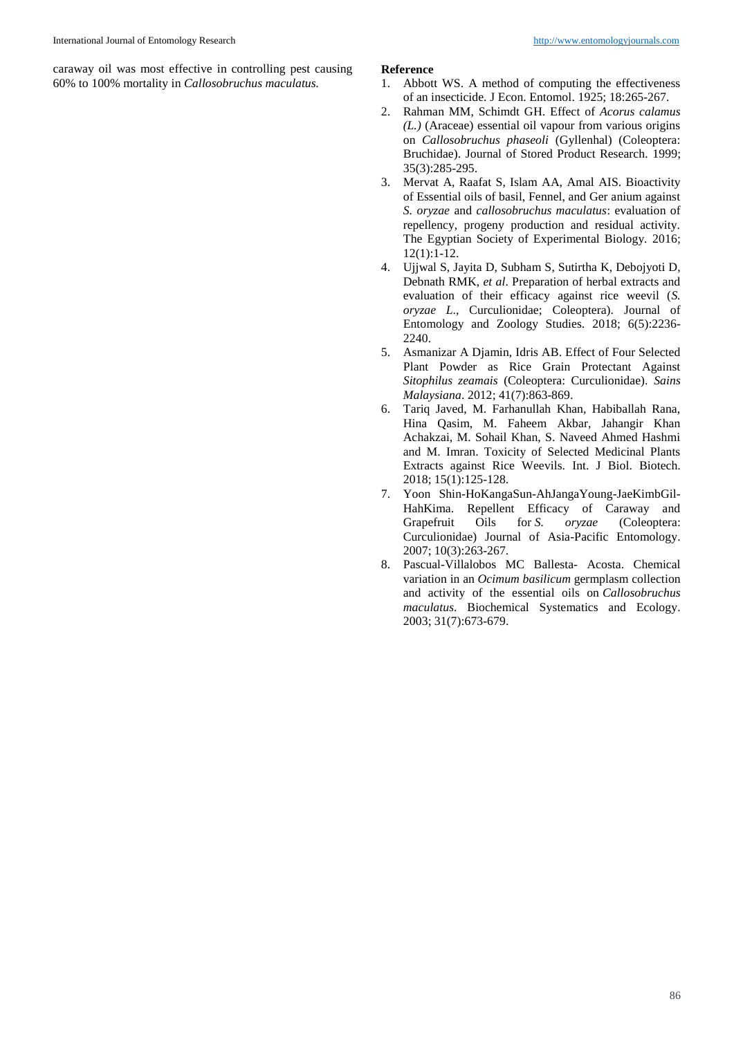caraway oil was most effective in controlling pest causing 60% to 100% mortality in *Callosobruchus maculatus*.

**Reference**

1. Abbott WS. A method of computing the effectiveness of an insecticide. J Econ. Entomol. 1925; 18:265-267.
2. Rahman MM, Schimdt GH. Effect of *Acorus calamus (L.)* (Araceae) essential oil vapour from various origins on *Callosobruchus phaseoli* (Gyllenhal) (Coleoptera: Bruchidae). Journal of Stored Product Research. 1999; 35(3):285-295.
3. Mervat A, Raafat S, Islam AA, Amal AIS. Bioactivity of Essential oils of basil, Fennel, and Ger anium against *S. oryzae* and *callosobruchus maculatus*: evaluation of repellency, progeny production and residual activity. The Egyptian Society of Experimental Biology. 2016; 12(1):1-12.
4. Ujjwal S, Jayita D, Subham S, Sutirtha K, Debojyoti D, Debnath RMK, *et al*. Preparation of herbal extracts and evaluation of their efficacy against rice weevil (*S. oryzae L*., Curculionidae; Coleoptera). Journal of Entomology and Zoology Studies. 2018; 6(5):2236-2240.
5. Asmanizar A Djamin, Idris AB. Effect of Four Selected Plant Powder as Rice Grain Protectant Against *Sitophilus zeamais* (Coleoptera: Curculionidae). *Sains Malaysiana*. 2012; 41(7):863-869.
6. Tariq Javed, M. Farhanullah Khan, Habiballah Rana, Hina Qasim, M. Faheem Akbar, Jahangir Khan Achakzai, M. Sohail Khan, S. Naveed Ahmed Hashmi and M. Imran. Toxicity of Selected Medicinal Plants Extracts against Rice Weevils. Int. J Biol. Biotech. 2018; 15(1):125-128.
7. Yoon Shin-HoKangaSun-AhJangaYoung-JaeKimbGil-HahKima. Repellent Efficacy of Caraway and Grapefruit Oils for *S. oryzae* (Coleoptera: Curculionidae) Journal of Asia-Pacific Entomology. 2007; 10(3):263-267.
8. Pascual-Villalobos MC Ballesta- Acosta. Chemical variation in an *Ocimum basilicum* germplasm collection and activity of the essential oils on *Callosobruchus maculatus*. Biochemical Systematics and Ecology. 2003; 31(7):673-679.